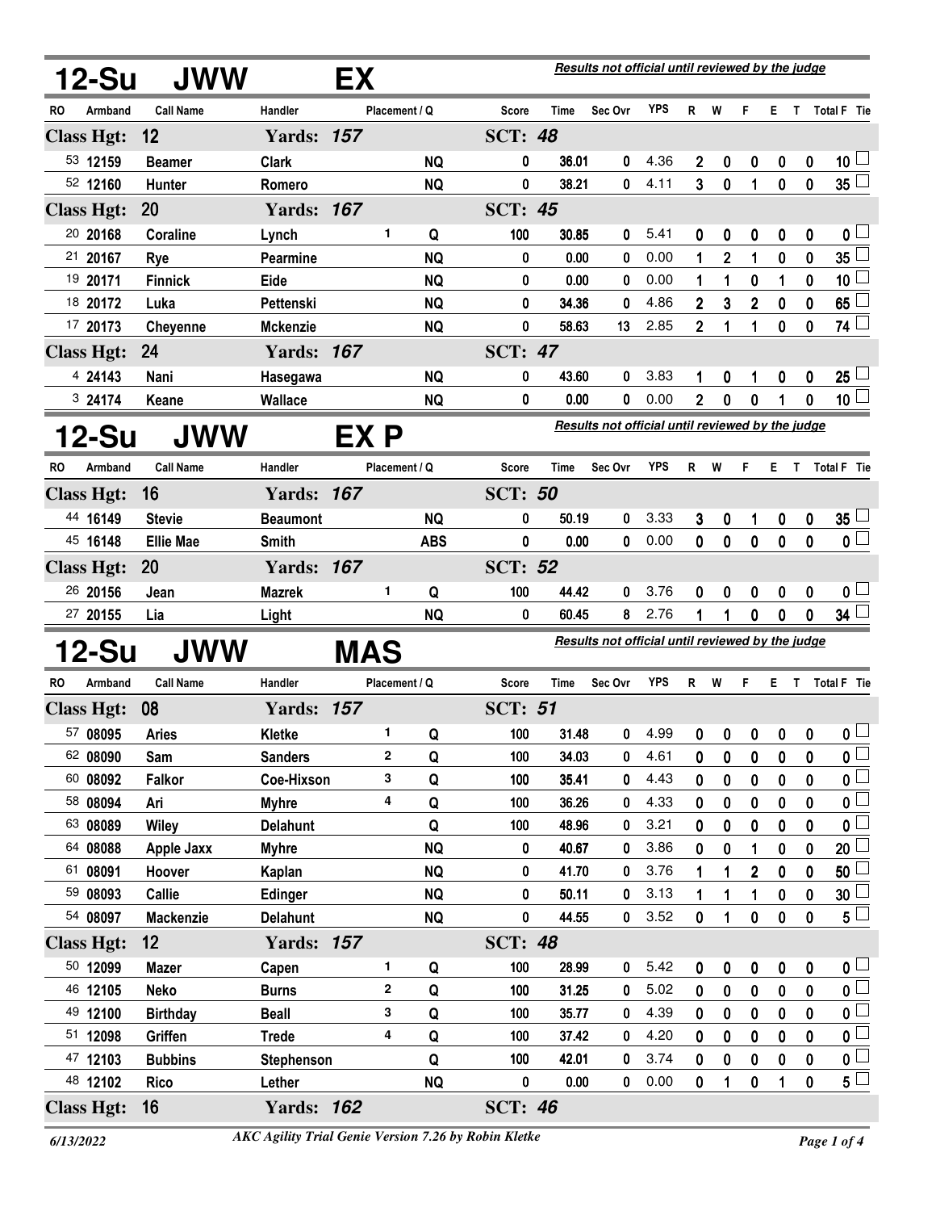## 12-Su JWW EX

*Results not official until reviewed by the judge*

| RO | Armband | Call Name | Handler | Placement | Q | Score | Time | Sec Ovr | YPS | R | W | F | E | T | Total F | Tie |
|---|---|---|---|---|---|---|---|---|---|---|---|---|---|---|---|---|
| **Class Hgt: 12** | | | **Yards: 157** | | | **SCT: 48** | | | | | | | | | | |
| 53 | 12159 | Beamer | Clark | | NQ | 0 | 36.01 | 0 | 4.36 | 2 | 0 | 0 | 0 | 0 | 10 | ☐ |
| 52 | 12160 | Hunter | Romero | | NQ | 0 | 38.21 | 0 | 4.11 | 3 | 0 | 1 | 0 | 0 | 35 | ☐ |
| **Class Hgt: 20** | | | **Yards: 167** | | | **SCT: 45** | | | | | | | | | | |
| 20 | 20168 | Coraline | Lynch | 1 | Q | 100 | 30.85 | 0 | 5.41 | 0 | 0 | 0 | 0 | 0 | 0 | ☐ |
| 21 | 20167 | Rye | Pearmine | | NQ | 0 | 0.00 | 0 | 0.00 | 1 | 2 | 1 | 0 | 0 | 35 | ☐ |
| 19 | 20171 | Finnick | Eide | | NQ | 0 | 0.00 | 0 | 0.00 | 1 | 1 | 0 | 1 | 0 | 10 | ☐ |
| 18 | 20172 | Luka | Pettenski | | NQ | 0 | 34.36 | 0 | 4.86 | 2 | 3 | 2 | 0 | 0 | 65 | ☐ |
| 17 | 20173 | Cheyenne | Mckenzie | | NQ | 0 | 58.63 | 13 | 2.85 | 2 | 1 | 1 | 0 | 0 | 74 | ☐ |
| **Class Hgt: 24** | | | **Yards: 167** | | | **SCT: 47** | | | | | | | | | | |
| 4 | 24143 | Nani | Hasegawa | | NQ | 0 | 43.60 | 0 | 3.83 | 1 | 0 | 1 | 0 | 0 | 25 | ☐ |
| 3 | 24174 | Keane | Wallace | | NQ | 0 | 0.00 | 0 | 0.00 | 2 | 0 | 0 | 1 | 0 | 10 | ☐ |

## 12-Su JWW EX P

*Results not official until reviewed by the judge*

| RO | Armband | Call Name | Handler | Placement | Q | Score | Time | Sec Ovr | YPS | R | W | F | E | T | Total F | Tie |
|---|---|---|---|---|---|---|---|---|---|---|---|---|---|---|---|---|
| **Class Hgt: 16** | | | **Yards: 167** | | | **SCT: 50** | | | | | | | | | | |
| 44 | 16149 | Stevie | Beaumont | | NQ | 0 | 50.19 | 0 | 3.33 | 3 | 0 | 1 | 0 | 0 | 35 | ☐ |
| 45 | 16148 | Ellie Mae | Smith | | ABS | 0 | 0.00 | 0 | 0.00 | 0 | 0 | 0 | 0 | 0 | 0 | ☐ |
| **Class Hgt: 20** | | | **Yards: 167** | | | **SCT: 52** | | | | | | | | | | |
| 26 | 20156 | Jean | Mazrek | 1 | Q | 100 | 44.42 | 0 | 3.76 | 0 | 0 | 0 | 0 | 0 | 0 | ☐ |
| 27 | 20155 | Lia | Light | | NQ | 0 | 60.45 | 8 | 2.76 | 1 | 1 | 0 | 0 | 0 | 34 | ☐ |

## 12-Su JWW MAS

*Results not official until reviewed by the judge*

| RO | Armband | Call Name | Handler | Placement | Q | Score | Time | Sec Ovr | YPS | R | W | F | E | T | Total F | Tie |
|---|---|---|---|---|---|---|---|---|---|---|---|---|---|---|---|---|
| **Class Hgt: 08** | | | **Yards: 157** | | | **SCT: 51** | | | | | | | | | | |
| 57 | 08095 | Aries | Kletke | 1 | Q | 100 | 31.48 | 0 | 4.99 | 0 | 0 | 0 | 0 | 0 | 0 | ☐ |
| 62 | 08090 | Sam | Sanders | 2 | Q | 100 | 34.03 | 0 | 4.61 | 0 | 0 | 0 | 0 | 0 | 0 | ☐ |
| 60 | 08092 | Falkor | Coe-Hixson | 3 | Q | 100 | 35.41 | 0 | 4.43 | 0 | 0 | 0 | 0 | 0 | 0 | ☐ |
| 58 | 08094 | Ari | Myhre | 4 | Q | 100 | 36.26 | 0 | 4.33 | 0 | 0 | 0 | 0 | 0 | 0 | ☐ |
| 63 | 08089 | Wiley | Delahunt | | Q | 100 | 48.96 | 0 | 3.21 | 0 | 0 | 0 | 0 | 0 | 0 | ☐ |
| 64 | 08088 | Apple Jaxx | Myhre | | NQ | 0 | 40.67 | 0 | 3.86 | 0 | 0 | 1 | 0 | 0 | 20 | ☐ |
| 61 | 08091 | Hoover | Kaplan | | NQ | 0 | 41.70 | 0 | 3.76 | 1 | 1 | 2 | 0 | 0 | 50 | ☐ |
| 59 | 08093 | Callie | Edinger | | NQ | 0 | 50.11 | 0 | 3.13 | 1 | 1 | 1 | 0 | 0 | 30 | ☐ |
| 54 | 08097 | Mackenzie | Delahunt | | NQ | 0 | 44.55 | 0 | 3.52 | 0 | 1 | 0 | 0 | 0 | 5 | ☐ |
| **Class Hgt: 12** | | | **Yards: 157** | | | **SCT: 48** | | | | | | | | | | |
| 50 | 12099 | Mazer | Capen | 1 | Q | 100 | 28.99 | 0 | 5.42 | 0 | 0 | 0 | 0 | 0 | 0 | ☐ |
| 46 | 12105 | Neko | Burns | 2 | Q | 100 | 31.25 | 0 | 5.02 | 0 | 0 | 0 | 0 | 0 | 0 | ☐ |
| 49 | 12100 | Birthday | Beall | 3 | Q | 100 | 35.77 | 0 | 4.39 | 0 | 0 | 0 | 0 | 0 | 0 | ☐ |
| 51 | 12098 | Griffen | Trede | 4 | Q | 100 | 37.42 | 0 | 4.20 | 0 | 0 | 0 | 0 | 0 | 0 | ☐ |
| 47 | 12103 | Bubbins | Stephenson | | Q | 100 | 42.01 | 0 | 3.74 | 0 | 0 | 0 | 0 | 0 | 0 | ☐ |
| 48 | 12102 | Rico | Lether | | NQ | 0 | 0.00 | 0 | 0.00 | 0 | 1 | 0 | 1 | 0 | 5 | ☐ |
| **Class Hgt: 16** | | | **Yards: 162** | | | **SCT: 46** | | | | | | | | | | |

6/13/2022 — *AKC Agility Trial Genie Version 7.26 by Robin Kletke*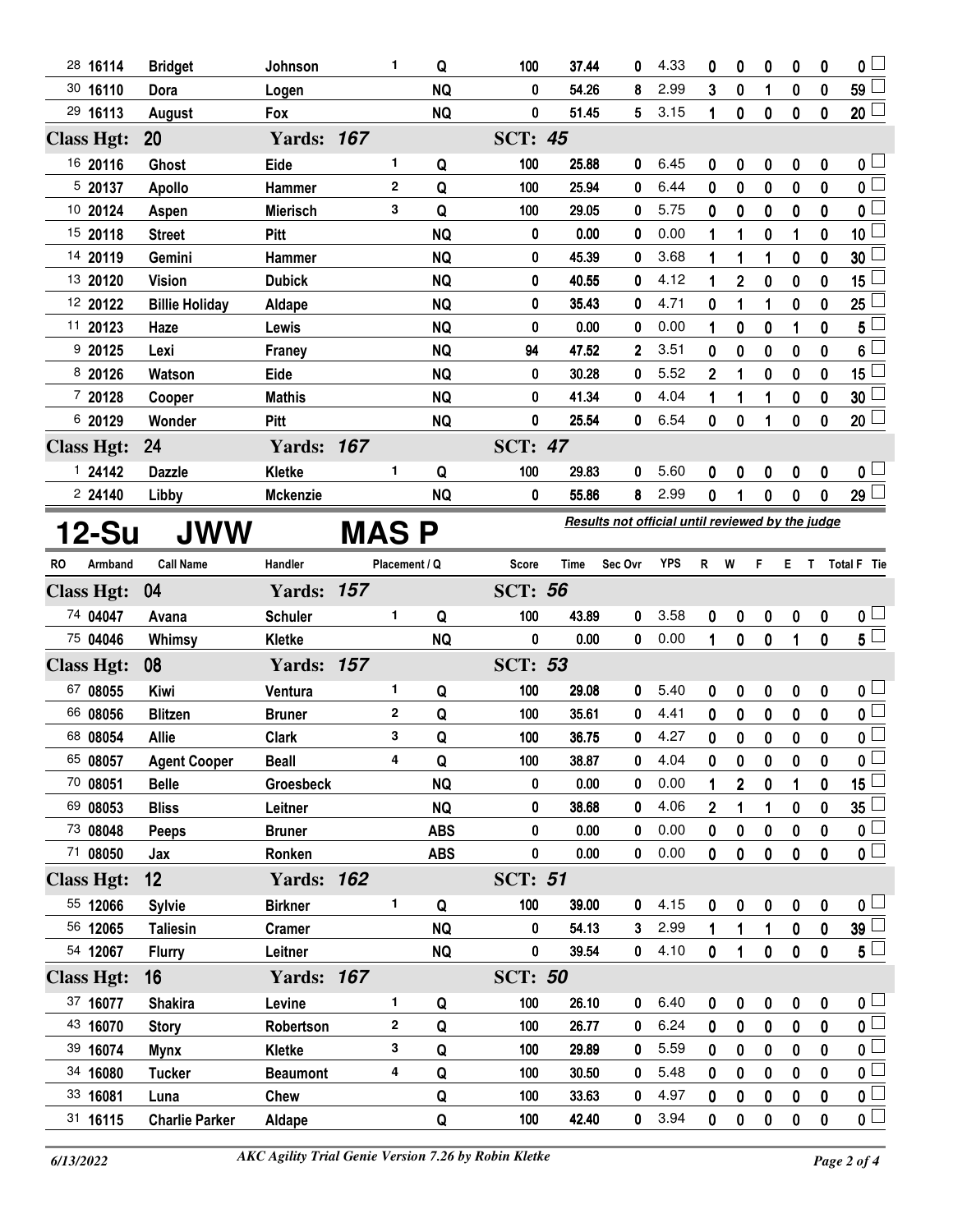| RO | Armband | Call Name | Handler | Placement | Q | Score | Time | Sec Ovr | YPS | R | W | F | E | T | Total F |
|---|---|---|---|---|---|---|---|---|---|---|---|---|---|---|---|
| 28 | 16114 | Bridget | Johnson | 1 | Q | 100 | 37.44 | 0 | 4.33 | 0 | 0 | 0 | 0 | 0 | 0 |
| 30 | 16110 | Dora | Logen | | NQ | 0 | 54.26 | 8 | 2.99 | 3 | 0 | 1 | 0 | 0 | 59 |
| 29 | 16113 | August | Fox | | NQ | 0 | 51.45 | 5 | 3.15 | 1 | 0 | 0 | 0 | 0 | 20 |
| **Class Hgt: 20** | | | **Yards: 167** | | | **SCT: 45** | | | | | | | | | |
| 16 | 20116 | Ghost | Eide | 1 | Q | 100 | 25.88 | 0 | 6.45 | 0 | 0 | 0 | 0 | 0 | 0 |
| 5 | 20137 | Apollo | Hammer | 2 | Q | 100 | 25.94 | 0 | 6.44 | 0 | 0 | 0 | 0 | 0 | 0 |
| 10 | 20124 | Aspen | Mierisch | 3 | Q | 100 | 29.05 | 0 | 5.75 | 0 | 0 | 0 | 0 | 0 | 0 |
| 15 | 20118 | Street | Pitt | | NQ | 0 | 0.00 | 0 | 0.00 | 1 | 1 | 0 | 1 | 0 | 10 |
| 14 | 20119 | Gemini | Hammer | | NQ | 0 | 45.39 | 0 | 3.68 | 1 | 1 | 1 | 0 | 0 | 30 |
| 13 | 20120 | Vision | Dubick | | NQ | 0 | 40.55 | 0 | 4.12 | 1 | 2 | 0 | 0 | 0 | 15 |
| 12 | 20122 | Billie Holiday | Aldape | | NQ | 0 | 35.43 | 0 | 4.71 | 0 | 1 | 1 | 0 | 0 | 25 |
| 11 | 20123 | Haze | Lewis | | NQ | 0 | 0.00 | 0 | 0.00 | 1 | 0 | 0 | 1 | 0 | 5 |
| 9 | 20125 | Lexi | Franey | | NQ | 94 | 47.52 | 2 | 3.51 | 0 | 0 | 0 | 0 | 0 | 6 |
| 8 | 20126 | Watson | Eide | | NQ | 0 | 30.28 | 0 | 5.52 | 2 | 1 | 0 | 0 | 0 | 15 |
| 7 | 20128 | Cooper | Mathis | | NQ | 0 | 41.34 | 0 | 4.04 | 1 | 1 | 1 | 0 | 0 | 30 |
| 6 | 20129 | Wonder | Pitt | | NQ | 0 | 25.54 | 0 | 6.54 | 0 | 0 | 1 | 0 | 0 | 20 |
| **Class Hgt: 24** | | | **Yards: 167** | | | **SCT: 47** | | | | | | | | | |
| 1 | 24142 | Dazzle | Kletke | 1 | Q | 100 | 29.83 | 0 | 5.60 | 0 | 0 | 0 | 0 | 0 | 0 |
| 2 | 24140 | Libby | Mckenzie | | NQ | 0 | 55.86 | 8 | 2.99 | 0 | 1 | 0 | 0 | 0 | 29 |

# 12-Su JWW MAS P

*Results not official until reviewed by the judge*

| RO | Armband | Call Name | Handler | Placement | Q | Score | Time | Sec Ovr | YPS | R | W | F | E | T | Total F |
|---|---|---|---|---|---|---|---|---|---|---|---|---|---|---|---|
| **Class Hgt: 04** | | | **Yards: 157** | | | **SCT: 56** | | | | | | | | | |
| 74 | 04047 | Avana | Schuler | 1 | Q | 100 | 43.89 | 0 | 3.58 | 0 | 0 | 0 | 0 | 0 | 0 |
| 75 | 04046 | Whimsy | Kletke | | NQ | 0 | 0.00 | 0 | 0.00 | 1 | 0 | 0 | 1 | 0 | 5 |
| **Class Hgt: 08** | | | **Yards: 157** | | | **SCT: 53** | | | | | | | | | |
| 67 | 08055 | Kiwi | Ventura | 1 | Q | 100 | 29.08 | 0 | 5.40 | 0 | 0 | 0 | 0 | 0 | 0 |
| 66 | 08056 | Blitzen | Bruner | 2 | Q | 100 | 35.61 | 0 | 4.41 | 0 | 0 | 0 | 0 | 0 | 0 |
| 68 | 08054 | Allie | Clark | 3 | Q | 100 | 36.75 | 0 | 4.27 | 0 | 0 | 0 | 0 | 0 | 0 |
| 65 | 08057 | Agent Cooper | Beall | 4 | Q | 100 | 38.87 | 0 | 4.04 | 0 | 0 | 0 | 0 | 0 | 0 |
| 70 | 08051 | Belle | Groesbeck | | NQ | 0 | 0.00 | 0 | 0.00 | 1 | 2 | 0 | 1 | 0 | 15 |
| 69 | 08053 | Bliss | Leitner | | NQ | 0 | 38.68 | 0 | 4.06 | 2 | 1 | 1 | 0 | 0 | 35 |
| 73 | 08048 | Peeps | Bruner | | ABS | 0 | 0.00 | 0 | 0.00 | 0 | 0 | 0 | 0 | 0 | 0 |
| 71 | 08050 | Jax | Ronken | | ABS | 0 | 0.00 | 0 | 0.00 | 0 | 0 | 0 | 0 | 0 | 0 |
| **Class Hgt: 12** | | | **Yards: 162** | | | **SCT: 51** | | | | | | | | | |
| 55 | 12066 | Sylvie | Birkner | 1 | Q | 100 | 39.00 | 0 | 4.15 | 0 | 0 | 0 | 0 | 0 | 0 |
| 56 | 12065 | Taliesin | Cramer | | NQ | 0 | 54.13 | 3 | 2.99 | 1 | 1 | 1 | 0 | 0 | 39 |
| 54 | 12067 | Flurry | Leitner | | NQ | 0 | 39.54 | 0 | 4.10 | 0 | 1 | 0 | 0 | 0 | 5 |
| **Class Hgt: 16** | | | **Yards: 167** | | | **SCT: 50** | | | | | | | | | |
| 37 | 16077 | Shakira | Levine | 1 | Q | 100 | 26.10 | 0 | 6.40 | 0 | 0 | 0 | 0 | 0 | 0 |
| 43 | 16070 | Story | Robertson | 2 | Q | 100 | 26.77 | 0 | 6.24 | 0 | 0 | 0 | 0 | 0 | 0 |
| 39 | 16074 | Mynx | Kletke | 3 | Q | 100 | 29.89 | 0 | 5.59 | 0 | 0 | 0 | 0 | 0 | 0 |
| 34 | 16080 | Tucker | Beaumont | 4 | Q | 100 | 30.50 | 0 | 5.48 | 0 | 0 | 0 | 0 | 0 | 0 |
| 33 | 16081 | Luna | Chew | | Q | 100 | 33.63 | 0 | 4.97 | 0 | 0 | 0 | 0 | 0 | 0 |
| 31 | 16115 | Charlie Parker | Aldape | | Q | 100 | 42.40 | 0 | 3.94 | 0 | 0 | 0 | 0 | 0 | 0 |

6/13/2022 — AKC Agility Trial Genie Version 7.26 by Robin Kletke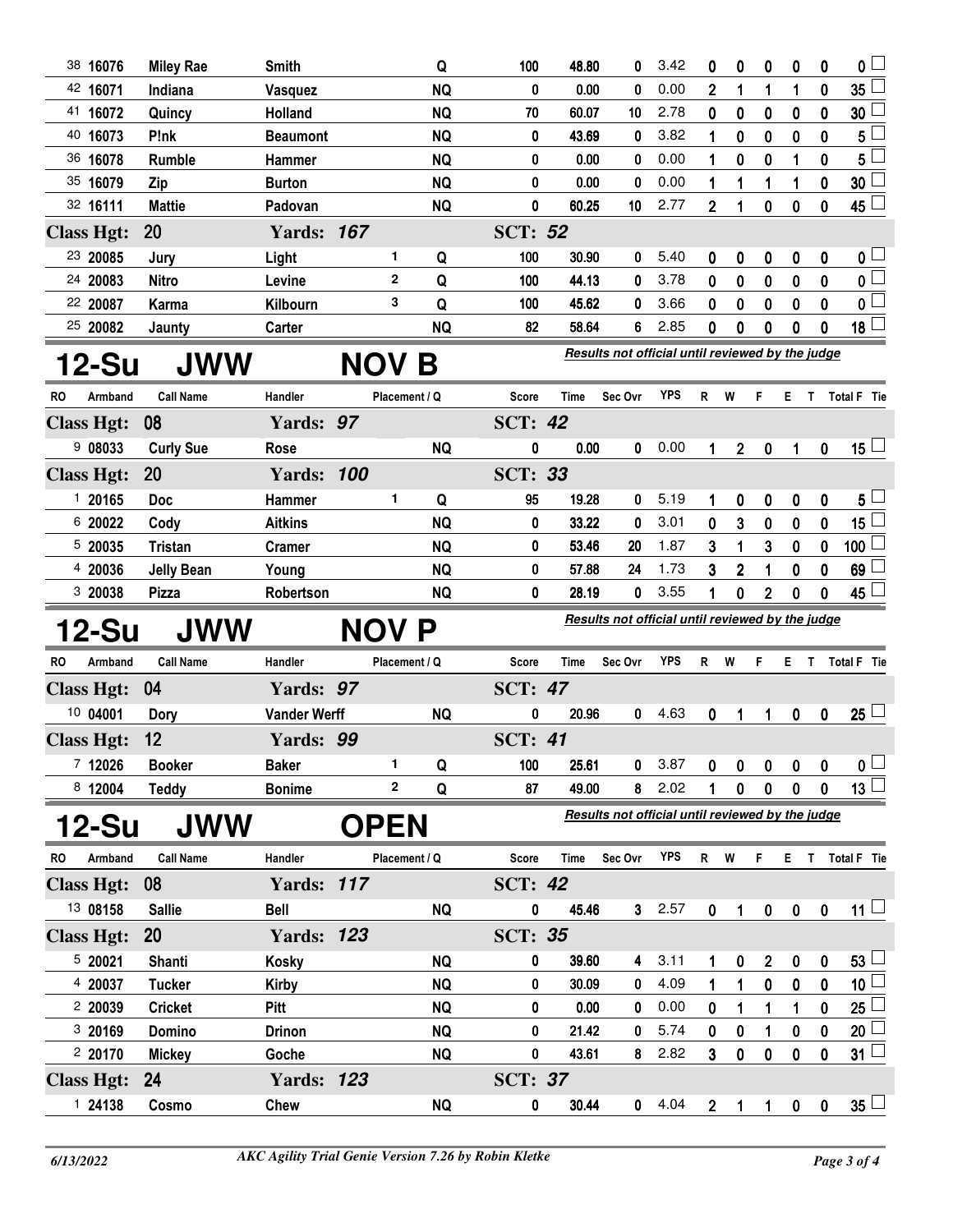| RO | Armband | Call Name | Handler | Placement | Q | Score | Time | Sec Ovr | YPS | R | W | F | E | T | Total F | Tie |
|---|---|---|---|---|---|---|---|---|---|---|---|---|---|---|---|---|
| 38 | 16076 | Miley Rae | Smith | | Q | 100 | 48.80 | 0 | 3.42 | 0 | 0 | 0 | 0 | 0 | 0 | ☐ |
| 42 | 16071 | Indiana | Vasquez | | NQ | 0 | 0.00 | 0 | 0.00 | 2 | 1 | 1 | 1 | 0 | 35 | ☐ |
| 41 | 16072 | Quincy | Holland | | NQ | 70 | 60.07 | 10 | 2.78 | 0 | 0 | 0 | 0 | 0 | 30 | ☐ |
| 40 | 16073 | P!nk | Beaumont | | NQ | 0 | 43.69 | 0 | 3.82 | 1 | 0 | 0 | 0 | 0 | 5 | ☐ |
| 36 | 16078 | Rumble | Hammer | | NQ | 0 | 0.00 | 0 | 0.00 | 1 | 0 | 0 | 1 | 0 | 5 | ☐ |
| 35 | 16079 | Zip | Burton | | NQ | 0 | 0.00 | 0 | 0.00 | 1 | 1 | 1 | 1 | 0 | 30 | ☐ |
| 32 | 16111 | Mattie | Padovan | | NQ | 0 | 60.25 | 10 | 2.77 | 2 | 1 | 0 | 0 | 0 | 45 | ☐ |
| **Class Hgt: 20** | | | **Yards: 167** | | | **SCT: 52** | | | | | | | | | | |
| 23 | 20085 | Jury | Light | 1 | Q | 100 | 30.90 | 0 | 5.40 | 0 | 0 | 0 | 0 | 0 | 0 | ☐ |
| 24 | 20083 | Nitro | Levine | 2 | Q | 100 | 44.13 | 0 | 3.78 | 0 | 0 | 0 | 0 | 0 | 0 | ☐ |
| 22 | 20087 | Karma | Kilbourn | 3 | Q | 100 | 45.62 | 0 | 3.66 | 0 | 0 | 0 | 0 | 0 | 0 | ☐ |
| 25 | 20082 | Jaunty | Carter | | NQ | 82 | 58.64 | 6 | 2.85 | 0 | 0 | 0 | 0 | 0 | 18 | ☐ |

## 12-Su JWW NOV B

*Results not official until reviewed by the judge*

| RO | Armband | Call Name | Handler | Placement | Q | Score | Time | Sec Ovr | YPS | R | W | F | E | T | Total F | Tie |
|---|---|---|---|---|---|---|---|---|---|---|---|---|---|---|---|---|
| **Class Hgt: 08** | | | **Yards: 97** | | | **SCT: 42** | | | | | | | | | | |
| 9 | 08033 | Curly Sue | Rose | | NQ | 0 | 0.00 | 0 | 0.00 | 1 | 2 | 0 | 1 | 0 | 15 | ☐ |
| **Class Hgt: 20** | | | **Yards: 100** | | | **SCT: 33** | | | | | | | | | | |
| 1 | 20165 | Doc | Hammer | 1 | Q | 95 | 19.28 | 0 | 5.19 | 1 | 0 | 0 | 0 | 0 | 5 | ☐ |
| 6 | 20022 | Cody | Aitkins | | NQ | 0 | 33.22 | 0 | 3.01 | 0 | 3 | 0 | 0 | 0 | 15 | ☐ |
| 5 | 20035 | Tristan | Cramer | | NQ | 0 | 53.46 | 20 | 1.87 | 3 | 1 | 3 | 0 | 0 | 100 | ☐ |
| 4 | 20036 | Jelly Bean | Young | | NQ | 0 | 57.88 | 24 | 1.73 | 3 | 2 | 1 | 0 | 0 | 69 | ☐ |
| 3 | 20038 | Pizza | Robertson | | NQ | 0 | 28.19 | 0 | 3.55 | 1 | 0 | 2 | 0 | 0 | 45 | ☐ |

## 12-Su JWW NOV P

*Results not official until reviewed by the judge*

| RO | Armband | Call Name | Handler | Placement | Q | Score | Time | Sec Ovr | YPS | R | W | F | E | T | Total F | Tie |
|---|---|---|---|---|---|---|---|---|---|---|---|---|---|---|---|---|
| **Class Hgt: 04** | | | **Yards: 97** | | | **SCT: 47** | | | | | | | | | | |
| 10 | 04001 | Dory | Vander Werff | | NQ | 0 | 20.96 | 0 | 4.63 | 0 | 1 | 1 | 0 | 0 | 25 | ☐ |
| **Class Hgt: 12** | | | **Yards: 99** | | | **SCT: 41** | | | | | | | | | | |
| 7 | 12026 | Booker | Baker | 1 | Q | 100 | 25.61 | 0 | 3.87 | 0 | 0 | 0 | 0 | 0 | 0 | ☐ |
| 8 | 12004 | Teddy | Bonime | 2 | Q | 87 | 49.00 | 8 | 2.02 | 1 | 0 | 0 | 0 | 0 | 13 | ☐ |

## 12-Su JWW OPEN

*Results not official until reviewed by the judge*

| RO | Armband | Call Name | Handler | Placement | Q | Score | Time | Sec Ovr | YPS | R | W | F | E | T | Total F | Tie |
|---|---|---|---|---|---|---|---|---|---|---|---|---|---|---|---|---|
| **Class Hgt: 08** | | | **Yards: 117** | | | **SCT: 42** | | | | | | | | | | |
| 13 | 08158 | Sallie | Bell | | NQ | 0 | 45.46 | 3 | 2.57 | 0 | 1 | 0 | 0 | 0 | 11 | ☐ |
| **Class Hgt: 20** | | | **Yards: 123** | | | **SCT: 35** | | | | | | | | | | |
| 5 | 20021 | Shanti | Kosky | | NQ | 0 | 39.60 | 4 | 3.11 | 1 | 0 | 2 | 0 | 0 | 53 | ☐ |
| 4 | 20037 | Tucker | Kirby | | NQ | 0 | 30.09 | 0 | 4.09 | 1 | 1 | 0 | 0 | 0 | 10 | ☐ |
| 2 | 20039 | Cricket | Pitt | | NQ | 0 | 0.00 | 0 | 0.00 | 0 | 1 | 1 | 1 | 0 | 25 | ☐ |
| 3 | 20169 | Domino | Drinon | | NQ | 0 | 21.42 | 0 | 5.74 | 0 | 0 | 1 | 0 | 0 | 20 | ☐ |
| 2 | 20170 | Mickey | Goche | | NQ | 0 | 43.61 | 8 | 2.82 | 3 | 0 | 0 | 0 | 0 | 31 | ☐ |
| **Class Hgt: 24** | | | **Yards: 123** | | | **SCT: 37** | | | | | | | | | | |
| 1 | 24138 | Cosmo | Chew | | NQ | 0 | 30.44 | 0 | 4.04 | 2 | 1 | 1 | 0 | 0 | 35 | ☐ |

6/13/2022 — AKC Agility Trial Genie Version 7.26 by Robin Kletke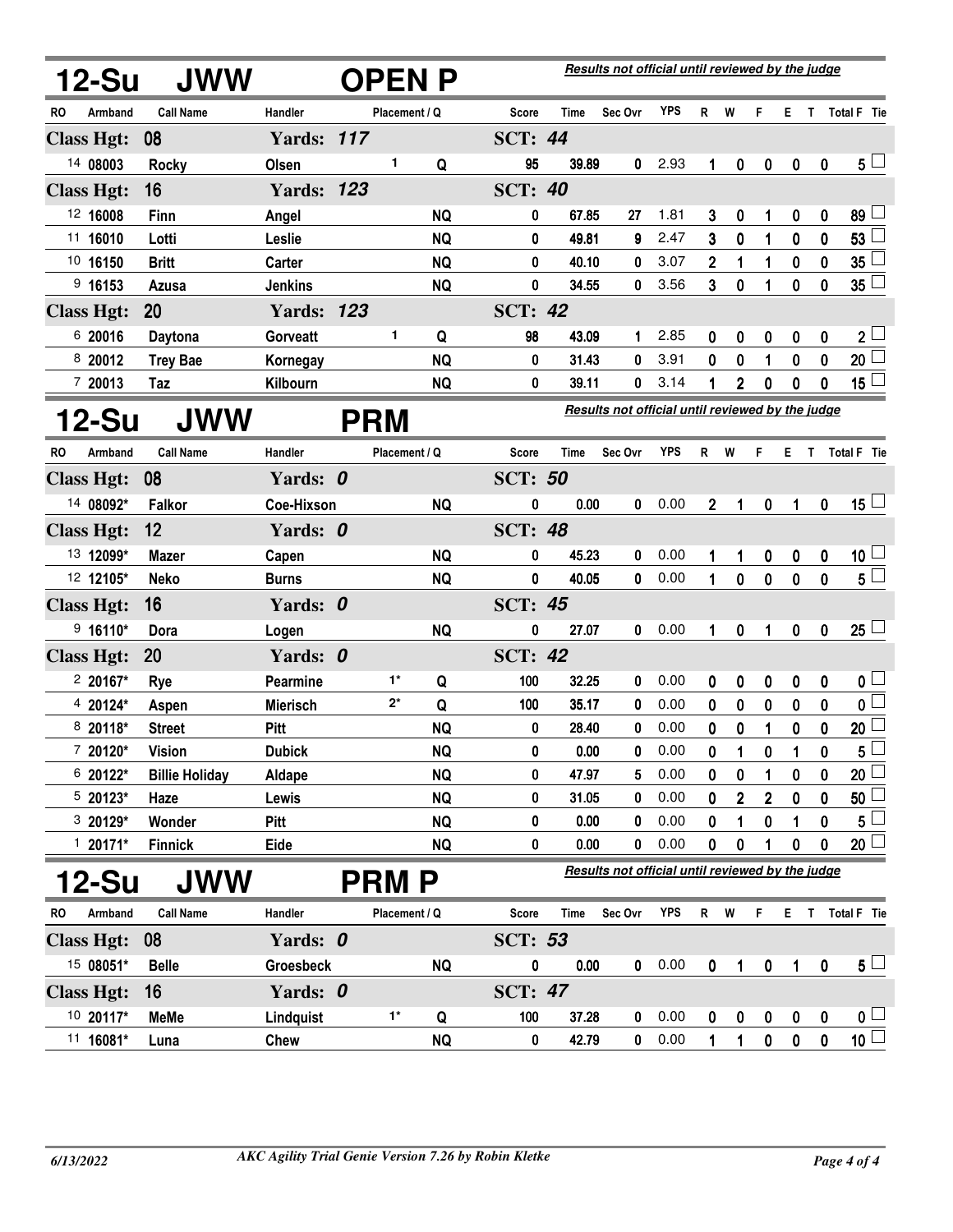## 12-Su JWW OPEN P

*Results not official until reviewed by the judge*

| RO | Armband | Call Name | Handler | Placement / Q | | Score | Time | Sec Ovr | YPS | R | W | F | E | T | Total F | Tie |
|---|---|---|---|---|---|---|---|---|---|---|---|---|---|---|---|---|
| **Class Hgt: 08** | | | **Yards: 117** | | | **SCT: 44** | | | | | | | | | | |
| 14 | 08003 | Rocky | Olsen | 1 | Q | 95 | 39.89 | 0 | 2.93 | 1 | 0 | 0 | 0 | 0 | 5 | ☐ |
| **Class Hgt: 16** | | | **Yards: 123** | | | **SCT: 40** | | | | | | | | | | |
| 12 | 16008 | Finn | Angel | | NQ | 0 | 67.85 | 27 | 1.81 | 3 | 0 | 1 | 0 | 0 | 89 | ☐ |
| 11 | 16010 | Lotti | Leslie | | NQ | 0 | 49.81 | 9 | 2.47 | 3 | 0 | 1 | 0 | 0 | 53 | ☐ |
| 10 | 16150 | Britt | Carter | | NQ | 0 | 40.10 | 0 | 3.07 | 2 | 1 | 1 | 0 | 0 | 35 | ☐ |
| 9 | 16153 | Azusa | Jenkins | | NQ | 0 | 34.55 | 0 | 3.56 | 3 | 0 | 1 | 0 | 0 | 35 | ☐ |
| **Class Hgt: 20** | | | **Yards: 123** | | | **SCT: 42** | | | | | | | | | | |
| 6 | 20016 | Daytona | Gorveatt | 1 | Q | 98 | 43.09 | 1 | 2.85 | 0 | 0 | 0 | 0 | 0 | 2 | ☐ |
| 8 | 20012 | Trey Bae | Kornegay | | NQ | 0 | 31.43 | 0 | 3.91 | 0 | 0 | 1 | 0 | 0 | 20 | ☐ |
| 7 | 20013 | Taz | Kilbourn | | NQ | 0 | 39.11 | 0 | 3.14 | 1 | 2 | 0 | 0 | 0 | 15 | ☐ |

## 12-Su JWW PRM

*Results not official until reviewed by the judge*

| RO | Armband | Call Name | Handler | Placement / Q | | Score | Time | Sec Ovr | YPS | R | W | F | E | T | Total F | Tie |
|---|---|---|---|---|---|---|---|---|---|---|---|---|---|---|---|---|
| **Class Hgt: 08** | | | **Yards: 0** | | | **SCT: 50** | | | | | | | | | | |
| 14 | 08092* | Falkor | Coe-Hixson | | NQ | 0 | 0.00 | 0 | 0.00 | 2 | 1 | 0 | 1 | 0 | 15 | ☐ |
| **Class Hgt: 12** | | | **Yards: 0** | | | **SCT: 48** | | | | | | | | | | |
| 13 | 12099* | Mazer | Capen | | NQ | 0 | 45.23 | 0 | 0.00 | 1 | 1 | 0 | 0 | 0 | 10 | ☐ |
| 12 | 12105* | Neko | Burns | | NQ | 0 | 40.05 | 0 | 0.00 | 1 | 0 | 0 | 0 | 0 | 5 | ☐ |
| **Class Hgt: 16** | | | **Yards: 0** | | | **SCT: 45** | | | | | | | | | | |
| 9 | 16110* | Dora | Logen | | NQ | 0 | 27.07 | 0 | 0.00 | 1 | 0 | 1 | 0 | 0 | 25 | ☐ |
| **Class Hgt: 20** | | | **Yards: 0** | | | **SCT: 42** | | | | | | | | | | |
| 2 | 20167* | Rye | Pearmine | 1* | Q | 100 | 32.25 | 0 | 0.00 | 0 | 0 | 0 | 0 | 0 | 0 | ☐ |
| 4 | 20124* | Aspen | Mierisch | 2* | Q | 100 | 35.17 | 0 | 0.00 | 0 | 0 | 0 | 0 | 0 | 0 | ☐ |
| 8 | 20118* | Street | Pitt | | NQ | 0 | 28.40 | 0 | 0.00 | 0 | 0 | 1 | 0 | 0 | 20 | ☐ |
| 7 | 20120* | Vision | Dubick | | NQ | 0 | 0.00 | 0 | 0.00 | 0 | 1 | 0 | 1 | 0 | 5 | ☐ |
| 6 | 20122* | Billie Holiday | Aldape | | NQ | 0 | 47.97 | 5 | 0.00 | 0 | 0 | 1 | 0 | 0 | 20 | ☐ |
| 5 | 20123* | Haze | Lewis | | NQ | 0 | 31.05 | 0 | 0.00 | 0 | 2 | 2 | 0 | 0 | 50 | ☐ |
| 3 | 20129* | Wonder | Pitt | | NQ | 0 | 0.00 | 0 | 0.00 | 0 | 1 | 0 | 1 | 0 | 5 | ☐ |
| 1 | 20171* | Finnick | Eide | | NQ | 0 | 0.00 | 0 | 0.00 | 0 | 0 | 1 | 0 | 0 | 20 | ☐ |

## 12-Su JWW PRM P

*Results not official until reviewed by the judge*

| RO | Armband | Call Name | Handler | Placement / Q | | Score | Time | Sec Ovr | YPS | R | W | F | E | T | Total F | Tie |
|---|---|---|---|---|---|---|---|---|---|---|---|---|---|---|---|---|
| **Class Hgt: 08** | | | **Yards: 0** | | | **SCT: 53** | | | | | | | | | | |
| 15 | 08051* | Belle | Groesbeck | | NQ | 0 | 0.00 | 0 | 0.00 | 0 | 1 | 0 | 1 | 0 | 5 | ☐ |
| **Class Hgt: 16** | | | **Yards: 0** | | | **SCT: 47** | | | | | | | | | | |
| 10 | 20117* | MeMe | Lindquist | 1* | Q | 100 | 37.28 | 0 | 0.00 | 0 | 0 | 0 | 0 | 0 | 0 | ☐ |
| 11 | 16081* | Luna | Chew | | NQ | 0 | 42.79 | 0 | 0.00 | 1 | 1 | 0 | 0 | 0 | 10 | ☐ |

*AKC Agility Trial Genie Version 7.26 by Robin Kletke*